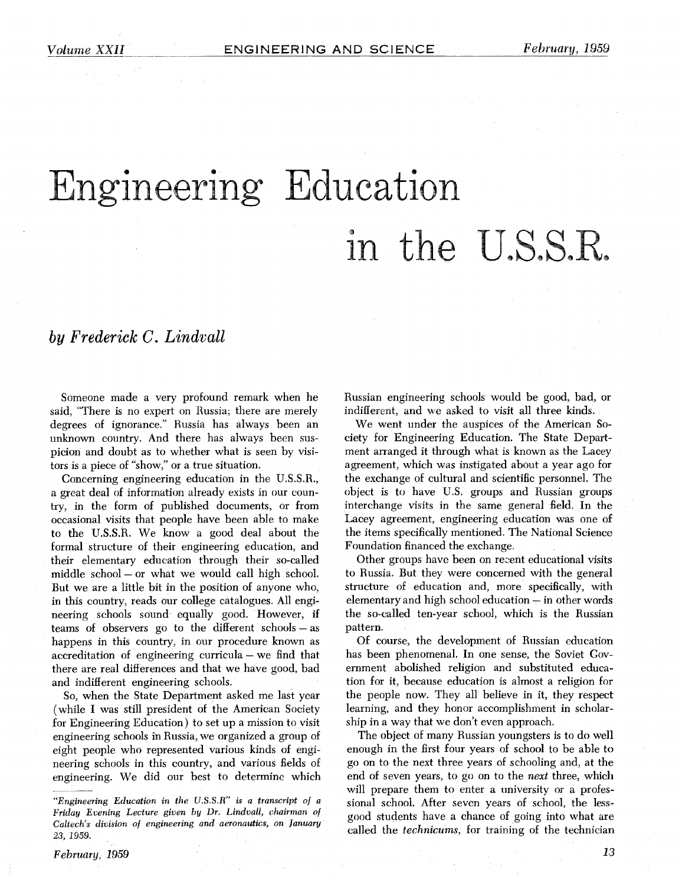# Engineering Education in the U.S.S.R.

*by Frederick C. Lindvall*

Someone made a very profound remark when he said, "There is no expert on Russia; there are merely degrees of ignorance." Russia has always been an unknown country. And there has always been suspicion and doubt as to whether what is seen by visitors is a piece of "show," or a true situation.

Concerning engineering education in the U.S.S.R., a great deal of information already exists in our country, in the form of published documents, or from occasional visits that people have been able to make to the U.S.S.R. We know a good deal about the formal structure of their engineering education, and their elementary education through their so-called middle school — or what we would call high school. But we are a little bit in the position of anyone who, in this country, reads our college catalogues. All engineering schools sound equally good. However, if teams of observers go to the different schools — as happens in this country, in our procedure known as accreditation of engineering curricula — we find that there are real differences and that we have good, bad and indifferent engineering schools.

So, when the State Department asked me last year (while I was still president of the American Society for Engineering Education) to set up a mission to visit engineering schools in Russia, we organized a group of eight people who represented various kinds of engineering schools in this country, and various fields of engineering. We did our best to determine which Russian engineering schools would be good, bad, or indifferent, and we asked to visit all three kinds.

We went under the auspices of the American Society for Engineering Education. The State Department arranged it through what is known as the Lacey agreement, which was instigated about a year ago for the exchange of cultural and scientific personnel. The object is to have U.S. groups and Russian groups interchange visits in the same general field. In the Lacey agreement, engineering education was one of the items specifically mentioned. The National Science Foundation financed the exchange.

Other groups have been on recent educational visits to Russia. But they were concerned with the general structure of education and, more specifically, with elementary and high school education — in other words the so-called ten-year school, which is the Russian pattern.

Of course, the development of Russian education has been phenomenal. In one sense, the Soviet Government abolished religion and substituted education for it, because education is almost a religion for the people now. They all believe in it, they respect learning, and they honor accomplishment in scholarship in a way that we don't even approach.

The object of many Russian youngsters is to do well enough in the first four years of school to be able to go on to the next three years of schooling and, at the end of seven years, to go on to the *next* three, which will prepare them to enter a university or a professional school. After seven years of school, the less-good students have a chance of going into what are called the *technicums*, for training of the technician

---

*"Engineering Education in the U.S.S.R" is a transcript of a Friday Evening Lecture given by Dr. Lindvall, chairman of Caltech's division of engineering and aeronautics, on January 23, 1959.*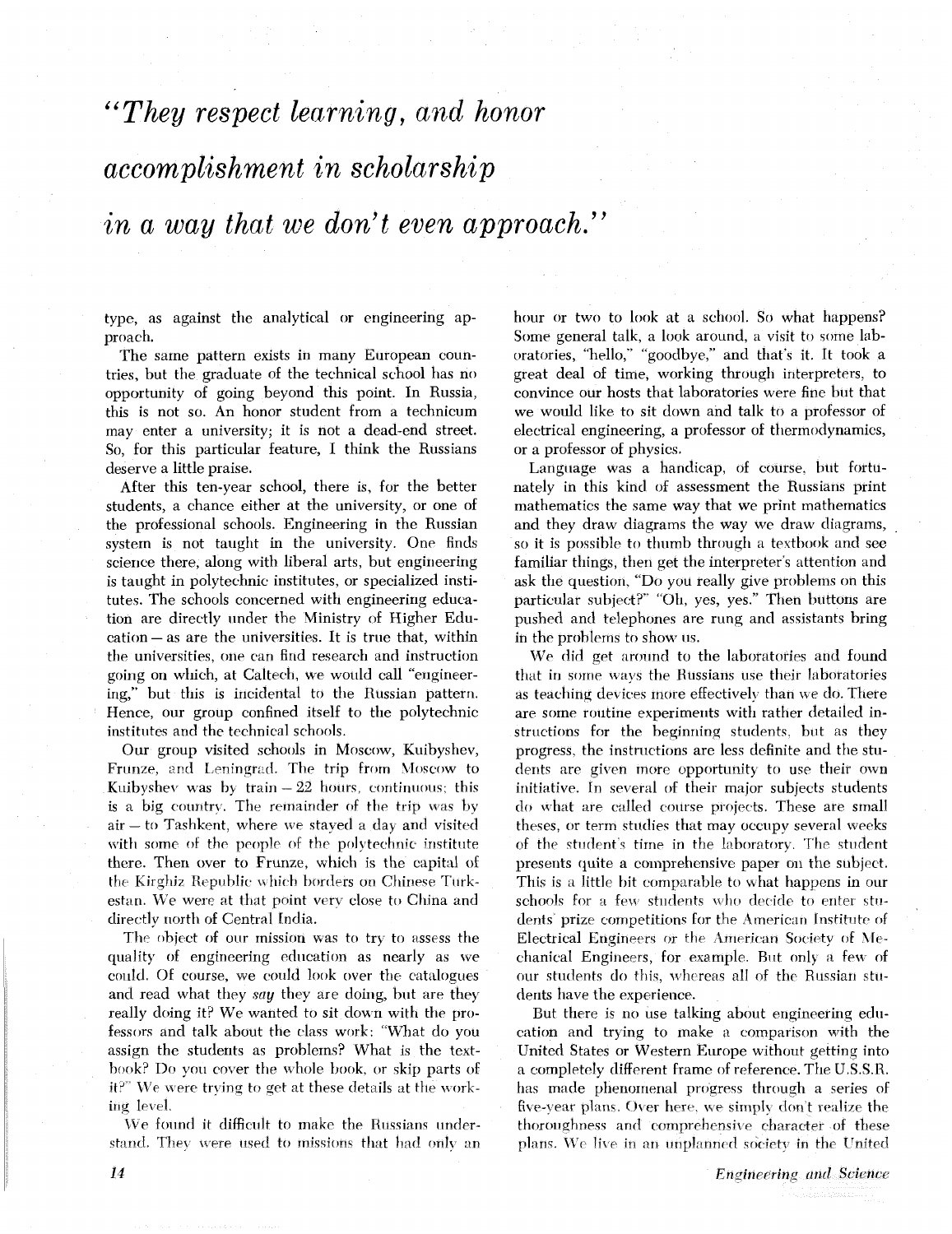*"They respect learning, and honor accomplishment in scholarship in a way that we don't even approach."*

type, as against the analytical or engineering approach.

The same pattern exists in many European countries, but the graduate of the technical school has no opportunity of going beyond this point. In Russia, this is not so. An honor student from a technicum may enter a university; it is not a dead-end street. So, for this particular feature, I think the Russians deserve a little praise.

After this ten-year school, there is, for the better students, a chance either at the university, or one of the professional schools. Engineering in the Russian system is not taught in the university. One finds science there, along with liberal arts, but engineering is taught in polytechnic institutes, or specialized institutes. The schools concerned with engineering education are directly under the Ministry of Higher Education — as are the universities. It is true that, within the universities, one can find research and instruction going on which, at Caltech, we would call "engineering," but this is incidental to the Russian pattern. Hence, our group confined itself to the polytechnic institutes and the technical schools.

Our group visited schools in Moscow, Kuibyshev, Frunze, and Leningrad. The trip from Moscow to Kuibyshev was by train — 22 hours, continuous; this is a big country. The remainder of the trip was by air — to Tashkent, where we stayed a day and visited with some of the people of the polytechnic institute there. Then over to Frunze, which is the capital of the Kirghiz Republic which borders on Chinese Turkestan. We were at that point very close to China and directly north of Central India.

The object of our mission was to try to assess the quality of engineering education as nearly as we could. Of course, we could look over the catalogues and read what they *say* they are doing, but are they really doing it? We wanted to sit down with the professors and talk about the class work: "What do you assign the students as problems? What is the textbook? Do you cover the whole book, or skip parts of it?" We were trying to get at these details at the working level.

We found it difficult to make the Russians understand. They were used to missions that had only an hour or two to look at a school. So what happens? Some general talk, a look around, a visit to some laboratories, "hello," "goodbye," and that's it. It took a great deal of time, working through interpreters, to convince our hosts that laboratories were fine but that we would like to sit down and talk to a professor of electrical engineering, a professor of thermodynamics, or a professor of physics.

Language was a handicap, of course, but fortunately in this kind of assessment the Russians print mathematics the same way that we print mathematics and they draw diagrams the way we draw diagrams, so it is possible to thumb through a textbook and see familiar things, then get the interpreter's attention and ask the question, "Do you really give problems on this particular subject?" "Oh, yes, yes." Then buttons are pushed and telephones are rung and assistants bring in the problems to show us.

We did get around to the laboratories and found that in some ways the Russians use their laboratories as teaching devices more effectively than we do. There are some routine experiments with rather detailed instructions for the beginning students, but as they progress, the instructions are less definite and the students are given more opportunity to use their own initiative. In several of their major subjects students do what are called course projects. These are small theses, or term studies that may occupy several weeks of the student's time in the laboratory. The student presents quite a comprehensive paper on the subject. This is a little bit comparable to what happens in our schools for a few students who decide to enter students' prize competitions for the American Institute of Electrical Engineers or the American Society of Mechanical Engineers, for example. But only a few of our students do this, whereas all of the Russian students have the experience.

But there is no use talking about engineering education and trying to make a comparison with the United States or Western Europe without getting into a completely different frame of reference. The U.S.S.R. has made phenomenal progress through a series of five-year plans. Over here, we simply don't realize the thoroughness and comprehensive character of these plans. We live in an unplanned society in the United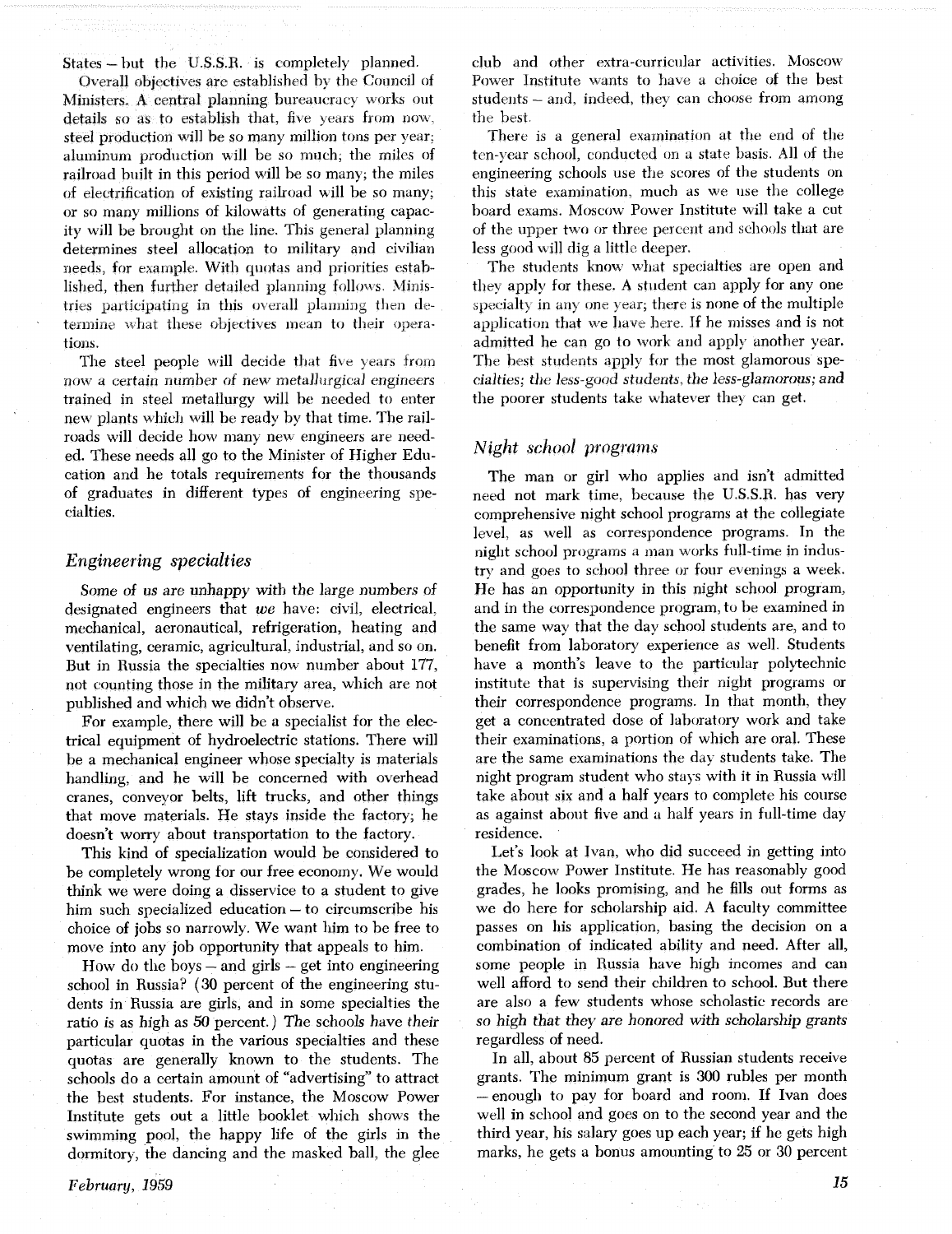States – but the U.S.S.R. is completely planned.

Overall objectives are established by the Council of Ministers. A central planning bureaucracy works out details so as to establish that, five years from now, steel production will be so many million tons per year; aluminum production will be so much; the miles of railroad built in this period will be so many; the miles of electrification of existing railroad will be so many; or so many millions of kilowatts of generating capacity will be brought on the line. This general planning determines steel allocation to military and civilian needs, for example. With quotas and priorities established, then further detailed planning follows. Ministries participating in this overall planning then determine what these objectives mean to their operations.

The steel people will decide that five years from now a certain number of new metallurgical engineers trained in steel metallurgy will be needed to enter new plants which will be ready by that time. The railroads will decide how many new engineers are needed. These needs all go to the Minister of Higher Education and he totals requirements for the thousands of graduates in different types of engineering specialties.

## *Engineering specialties*

*Some of us are unhappy with the large numbers of designated engineers that we have:* civil, electrical, mechanical, aeronautical, refrigeration, heating and ventilating, ceramic, agricultural, industrial, and so on. But in Russia the specialties now number about 177, not counting those in the military area, which are not published and which we didn't observe.

For example, there will be a specialist for the electrical equipment of hydroelectric stations. There will be a mechanical engineer whose specialty is materials handling, and he will be concerned with overhead cranes, conveyor belts, lift trucks, and other things that move materials. He stays inside the factory; he doesn't worry about transportation to the factory.

This kind of specialization would be considered to be completely wrong for our free economy. We would think we were doing a disservice to a student to give him such specialized education – to circumscribe his choice of jobs so narrowly. We want him to be free to move into any job opportunity that appeals to him.

How do the boys – and girls – get into engineering school in Russia? (30 percent of the engineering students in Russia are girls, and in some specialties the ratio is as high as 50 percent.) *The schools have their* particular quotas in the various specialties and these quotas are generally known to the students. The schools do a certain amount of "advertising" to attract the best students. For instance, the Moscow Power Institute gets out a little booklet which shows the swimming pool, the happy life of the girls in the dormitory, the dancing and the masked ball, the glee club and other extra-curricular activities. Moscow Power Institute wants to have a choice of the best students – and, indeed, they can choose from among the best.

There is a general examination at the end of the ten-year school, conducted on a state basis. All of the engineering schools use the scores of the students on this state examination, much as we use the college board exams. Moscow Power Institute will take a cut of the upper two or three percent and schools that are less good will dig a little deeper.

The students know what specialties are open and they apply for these. A student can apply for any one specialty in any one year; there is none of the multiple application that we have here. If he misses and is not admitted he can go to work and apply another year. The best students apply for the most glamorous *specialties; the less-good students, the less-glamorous; and* the poorer students take whatever they can get.

## *Night school programs*

The man or girl who applies and isn't admitted need not mark time, because the U.S.S.R. has very comprehensive night school programs at the collegiate level, as well as correspondence programs. In the night school programs a man works full-time in industry and goes to school three or four evenings a week. He has an opportunity in this night school program, and in the correspondence program, to be examined in the same way that the day school students are, and to benefit from laboratory experience as well. Students have a month's leave to the particular polytechnic institute that is supervising their night programs or their correspondence programs. In that month, they get a concentrated dose of laboratory work and take their examinations, a portion of which are oral. These are the same examinations the day students take. The night program student who stays with it in Russia will take about six and a half years to complete his course as against about five and a half years in full-time day residence.

Let's look at Ivan, who did succeed in getting into the Moscow Power Institute. He has reasonably good grades, he looks promising, and he fills out forms as we do here for scholarship aid. A faculty committee passes on his application, basing the decision on a combination of indicated ability and need. After all, some people in Russia have high incomes and can well afford to send their children to school. But there are also a few students whose scholastic records are *so high that they are honored with scholarship grants* regardless of need.

In all, about 85 percent of Russian students receive grants. The minimum grant is 300 rubles per month – enough to pay for board and room. If Ivan does well in school and goes on to the second year and the third year, his salary goes up each year; if he gets high marks, he gets a bonus amounting to 25 or 30 percent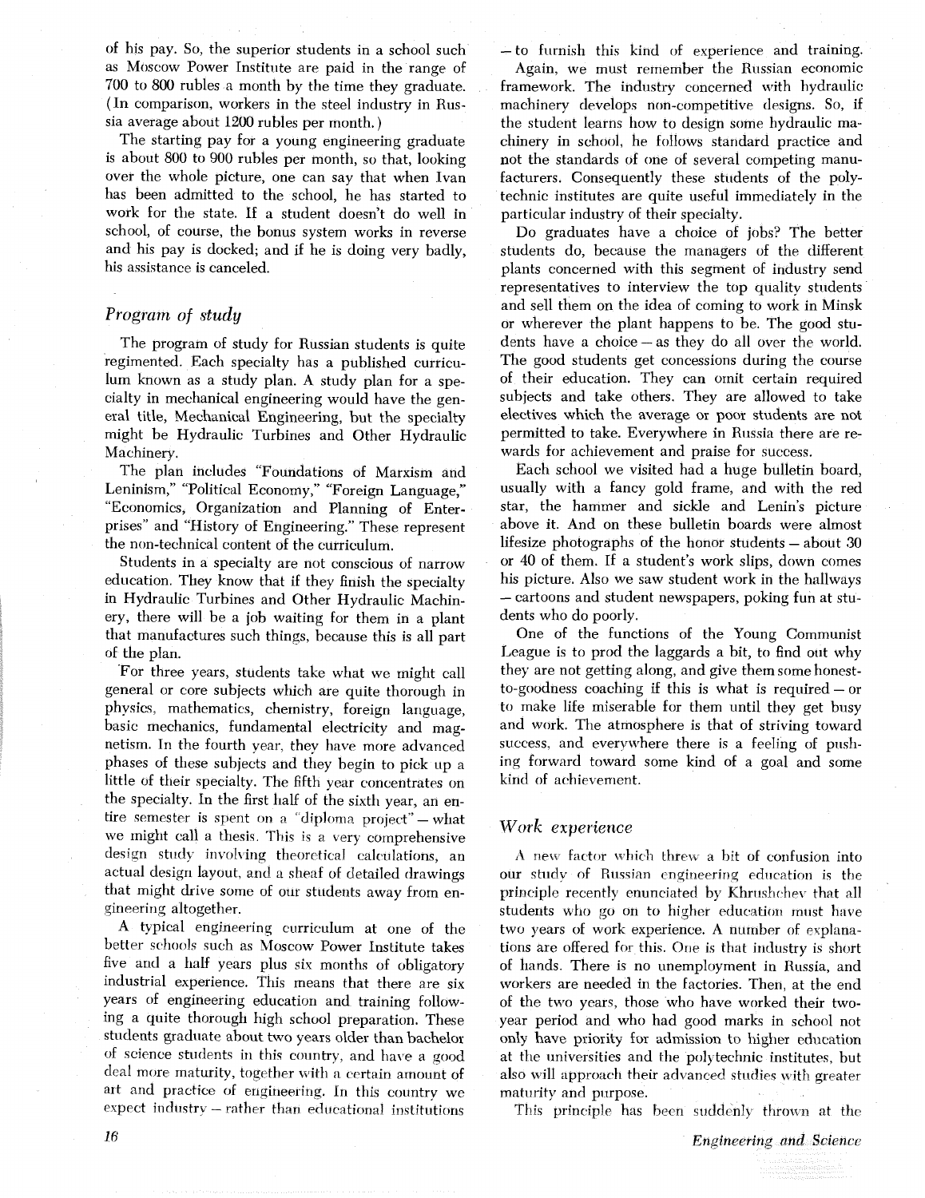of his pay. So, the superior students in a school such as Moscow Power Institute are paid in the range of 700 to 800 rubles a month by the time they graduate. (In comparison, workers in the steel industry in Russia average about 1200 rubles per month.)

The starting pay for a young engineering graduate is about 800 to 900 rubles per month, so that, looking over the whole picture, one can say that when Ivan has been admitted to the school, he has started to work for the state. If a student doesn't do well in school, of course, the bonus system works in reverse and his pay is docked; and if he is doing very badly, his assistance is canceled.

## *Program of study*

The program of study for Russian students is quite regimented. Each specialty has a published curriculum known as a study plan. A study plan for a specialty in mechanical engineering would have the general title, Mechanical Engineering, but the specialty might be Hydraulic Turbines and Other Hydraulic Machinery.

The plan includes "Foundations of Marxism and Leninism," "Political Economy," "Foreign Language," "Economics, Organization and Planning of Enterprises" and "History of Engineering." These represent the non-technical content of the curriculum.

Students in a specialty are not conscious of narrow education. They know that if they finish the specialty in Hydraulic Turbines and Other Hydraulic Machinery, there will be a job waiting for them in a plant that manufactures such things, because this is all part of the plan.

For three years, students take what we might call general or core subjects which are quite thorough in physics, mathematics, chemistry, foreign language, basic mechanics, fundamental electricity and magnetism. In the fourth year, they have more advanced phases of these subjects and they begin to pick up a little of their specialty. The fifth year concentrates on the specialty. In the first half of the sixth year, an entire semester is spent on a "diploma project" – what we might call a thesis. This is a very comprehensive design study involving theoretical calculations, an actual design layout, and a sheaf of detailed drawings that might drive some of our students away from engineering altogether.

A typical engineering curriculum at one of the better schools such as Moscow Power Institute takes five and a half years plus six months of obligatory industrial experience. This means that there are six years of engineering education and training following a quite thorough high school preparation. These students graduate about two years older than bachelor of science students in this country, and have a good deal more maturity, together with a certain amount of art and practice of engineering. In this country we expect industry – rather than educational institutions – to furnish this kind of experience and training.

Again, we must remember the Russian economic framework. The industry concerned with hydraulic machinery develops non-competitive designs. So, if the student learns how to design some hydraulic machinery in school, he follows standard practice and not the standards of one of several competing manufacturers. Consequently these students of the polytechnic institutes are quite useful immediately in the particular industry of their specialty.

Do graduates have a choice of jobs? The better students do, because the managers of the different plants concerned with this segment of industry send representatives to interview the top quality students and sell them on the idea of coming to work in Minsk or wherever the plant happens to be. The good students have a choice – as they do all over the world. The good students get concessions during the course of their education. They can omit certain required subjects and take others. They are allowed to take electives which the average or poor students are not permitted to take. Everywhere in Russia there are rewards for achievement and praise for success.

Each school we visited had a huge bulletin board, usually with a fancy gold frame, and with the red star, the hammer and sickle and Lenin's picture above it. And on these bulletin boards were almost lifesize photographs of the honor students – about 30 or 40 of them. If a student's work slips, down comes his picture. Also we saw student work in the hallways – cartoons and student newspapers, poking fun at students who do poorly.

One of the functions of the Young Communist League is to prod the laggards a bit, to find out why they are not getting along, and give them some honest-to-goodness coaching if this is what is required – or to make life miserable for them until they get busy and work. The atmosphere is that of striving toward success, and everywhere there is a feeling of pushing forward toward some kind of a goal and some kind of achievement.

## *Work experience*

A new factor which threw a bit of confusion into our study of Russian engineering education is the principle recently enunciated by Khrushchev that all students who go on to higher education must have two years of work experience. A number of explanations are offered for this. One is that industry is short of hands. There is no unemployment in Russia, and workers are needed in the factories. Then, at the end of the two years, those who have worked their two-year period and who had good marks in school not only have priority for admission to higher education at the universities and the polytechnic institutes, but also will approach their advanced studies with greater maturity and purpose.

This principle has been suddenly thrown at the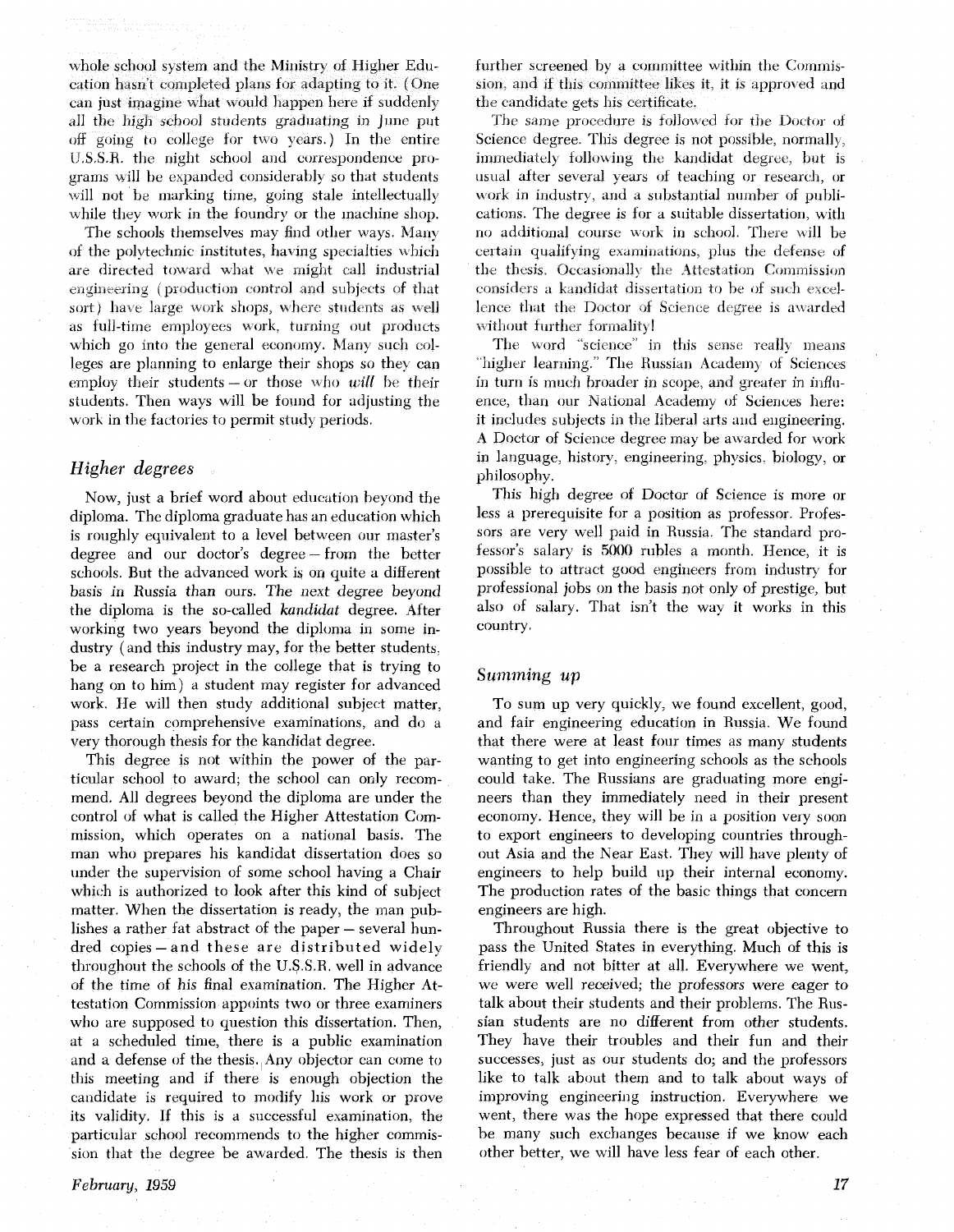whole school system and the Ministry of Higher Education hasn't completed plans for adapting to it. (One can just imagine what would happen here if suddenly all the high school students graduating in June put off going to college for two years.) In the entire U.S.S.R. the night school and correspondence programs will be expanded considerably so that students will not be marking time, going stale intellectually while they work in the foundry or the machine shop.

The schools themselves may find other ways. Many of the polytechnic institutes, having specialties which are directed toward what we might call industrial engineering (production control and subjects of that sort) have large work shops, where students as well as full-time employees work, turning out products which go into the general economy. Many such colleges are planning to enlarge their shops so they can employ their students — or those who *will* be their students. Then ways will be found for adjusting the work in the factories to permit study periods.

## *Higher degrees*

Now, just a brief word about education beyond the diploma. The diploma graduate has an education which is roughly equivalent to a level between our master's degree and our doctor's degree — from the better schools. But the advanced work is on quite a different basis in Russia than ours. The next degree beyond the diploma is the so-called *kandidat* degree. After working two years beyond the diploma in some industry (and this industry may, for the better students, be a research project in the college that is trying to hang on to him) a student may register for advanced work. He will then study additional subject matter, pass certain comprehensive examinations, and do a very thorough thesis for the kandidat degree.

This degree is not within the power of the particular school to award; the school can only recommend. All degrees beyond the diploma are under the control of what is called the Higher Attestation Commission, which operates on a national basis. The man who prepares his kandidat dissertation does so under the supervision of some school having a Chair which is authorized to look after this kind of subject matter. When the dissertation is ready, the man publishes a rather fat abstract of the paper — several hundred copies — and these are distributed widely throughout the schools of the U.S.S.R. well in advance of the time of his final examination. The Higher Attestation Commission appoints two or three examiners who are supposed to question this dissertation. Then, at a scheduled time, there is a public examination and a defense of the thesis. Any objector can come to this meeting and if there is enough objection the candidate is required to modify his work or prove its validity. If this is a successful examination, the particular school recommends to the higher commission that the degree be awarded. The thesis is then further screened by a committee within the Commission, and if this committee likes it, it is approved and the candidate gets his certificate.

The same procedure is followed for the Doctor of Science degree. This degree is not possible, normally, immediately following the kandidat degree, but is usual after several years of teaching or research, or work in industry, and a substantial number of publications. The degree is for a suitable dissertation, with no additional course work in school. There will be certain qualifying examinations, plus the defense of the thesis. Occasionally the Attestation Commission considers a kandidat dissertation to be of such excellence that the Doctor of Science degree is awarded without further formality!

The word "science" in this sense really means "higher learning." The Russian Academy of Sciences in turn is much broader in scope, and greater in influence, than our National Academy of Sciences here: it includes subjects in the liberal arts and engineering. A Doctor of Science degree may be awarded for work in language, history, engineering, physics, biology, or philosophy.

This high degree of Doctor of Science is more or less a prerequisite for a position as professor. Professors are very well paid in Russia. The standard professor's salary is 5000 rubles a month. Hence, it is possible to attract good engineers from industry for professional jobs on the basis not only of prestige, but also of salary. That isn't the way it works in this country.

## *Summing up*

To sum up very quickly, we found excellent, good, and fair engineering education in Russia. We found that there were at least four times as many students wanting to get into engineering schools as the schools could take. The Russians are graduating more engineers than they immediately need in their present economy. Hence, they will be in a position very soon to export engineers to developing countries throughout Asia and the Near East. They will have plenty of engineers to help build up their internal economy. The production rates of the basic things that concern engineers are high.

Throughout Russia there is the great objective to pass the United States in everything. Much of this is friendly and not bitter at all. Everywhere we went, we were well received; the professors were eager to talk about their students and their problems. The Russian students are no different from other students. They have their troubles and their fun and their successes, just as our students do; and the professors like to talk about them and to talk about ways of improving engineering instruction. Everywhere we went, there was the hope expressed that there could be many such exchanges because if we know each other better, we will have less fear of each other.